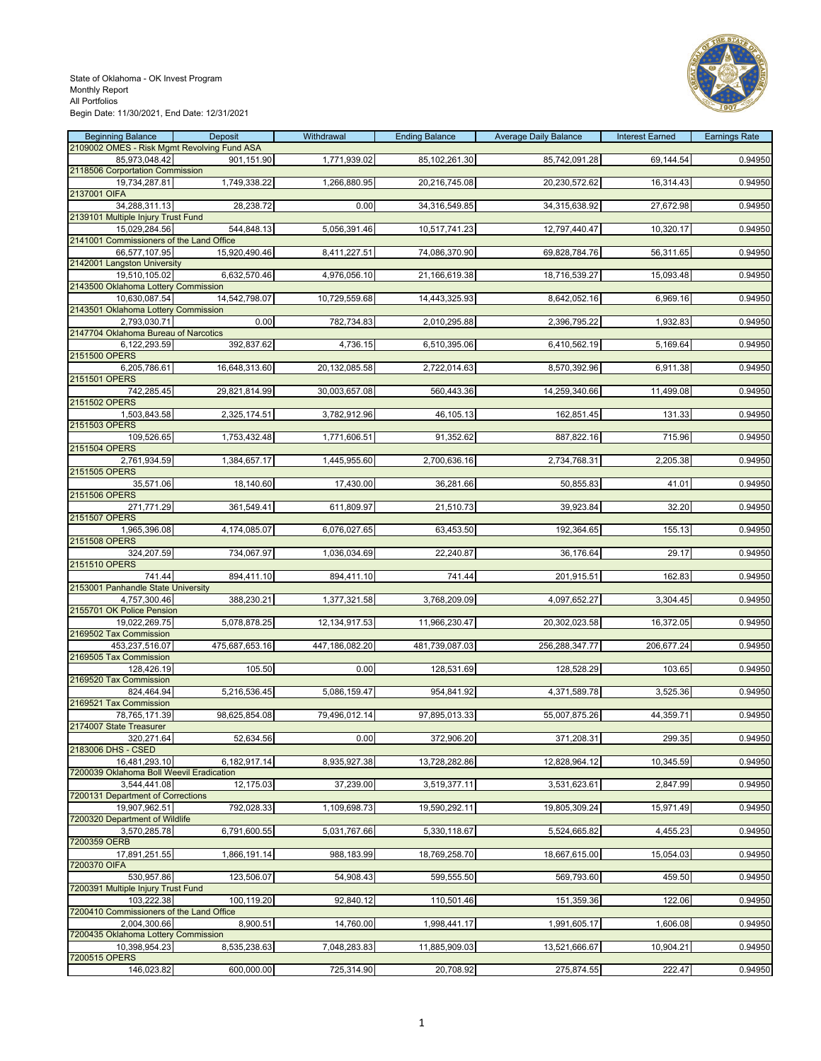State of Oklahoma - OK Invest Program
Monthly Report
All Portfolios
Begin Date: 11/30/2021, End Date: 12/31/2021

| Beginning Balance | Deposit | Withdrawal | Ending Balance | Average Daily Balance | Interest Earned | Earnings Rate |
|---|---|---|---|---|---|---|
| 2109002 OMES - Risk Mgmt Revolving Fund ASA | | | | | | |
| 85,973,048.42 | 901,151.90 | 1,771,939.02 | 85,102,261.30 | 85,742,091.28 | 69,144.54 | 0.94950 |
| 2118506 Corportation Commission | | | | | | |
| 19,734,287.81 | 1,749,338.22 | 1,266,880.95 | 20,216,745.08 | 20,230,572.62 | 16,314.43 | 0.94950 |
| 2137001 OIFA | | | | | | |
| 34,288,311.13 | 28,238.72 | 0.00 | 34,316,549.85 | 34,315,638.92 | 27,672.98 | 0.94950 |
| 2139101 Multiple Injury Trust Fund | | | | | | |
| 15,029,284.56 | 544,848.13 | 5,056,391.46 | 10,517,741.23 | 12,797,440.47 | 10,320.17 | 0.94950 |
| 2141001 Commissioners of the Land Office | | | | | | |
| 66,577,107.95 | 15,920,490.46 | 8,411,227.51 | 74,086,370.90 | 69,828,784.76 | 56,311.65 | 0.94950 |
| 2142001 Langston University | | | | | | |
| 19,510,105.02 | 6,632,570.46 | 4,976,056.10 | 21,166,619.38 | 18,716,539.27 | 15,093.48 | 0.94950 |
| 2143500 Oklahoma Lottery Commission | | | | | | |
| 10,630,087.54 | 14,542,798.07 | 10,729,559.68 | 14,443,325.93 | 8,642,052.16 | 6,969.16 | 0.94950 |
| 2143501 Oklahoma Lottery Commission | | | | | | |
| 2,793,030.71 | 0.00 | 782,734.83 | 2,010,295.88 | 2,396,795.22 | 1,932.83 | 0.94950 |
| 2147704 Oklahoma Bureau of Narcotics | | | | | | |
| 6,122,293.59 | 392,837.62 | 4,736.15 | 6,510,395.06 | 6,410,562.19 | 5,169.64 | 0.94950 |
| 2151500 OPERS | | | | | | |
| 6,205,786.61 | 16,648,313.60 | 20,132,085.58 | 2,722,014.63 | 8,570,392.96 | 6,911.38 | 0.94950 |
| 2151501 OPERS | | | | | | |
| 742,285.45 | 29,821,814.99 | 30,003,657.08 | 560,443.36 | 14,259,340.66 | 11,499.08 | 0.94950 |
| 2151502 OPERS | | | | | | |
| 1,503,843.58 | 2,325,174.51 | 3,782,912.96 | 46,105.13 | 162,851.45 | 131.33 | 0.94950 |
| 2151503 OPERS | | | | | | |
| 109,526.65 | 1,753,432.48 | 1,771,606.51 | 91,352.62 | 887,822.16 | 715.96 | 0.94950 |
| 2151504 OPERS | | | | | | |
| 2,761,934.59 | 1,384,657.17 | 1,445,955.60 | 2,700,636.16 | 2,734,768.31 | 2,205.38 | 0.94950 |
| 2151505 OPERS | | | | | | |
| 35,571.06 | 18,140.60 | 17,430.00 | 36,281.66 | 50,855.83 | 41.01 | 0.94950 |
| 2151506 OPERS | | | | | | |
| 271,771.29 | 361,549.41 | 611,809.97 | 21,510.73 | 39,923.84 | 32.20 | 0.94950 |
| 2151507 OPERS | | | | | | |
| 1,965,396.08 | 4,174,085.07 | 6,076,027.65 | 63,453.50 | 192,364.65 | 155.13 | 0.94950 |
| 2151508 OPERS | | | | | | |
| 324,207.59 | 734,067.97 | 1,036,034.69 | 22,240.87 | 36,176.64 | 29.17 | 0.94950 |
| 2151510 OPERS | | | | | | |
| 741.44 | 894,411.10 | 894,411.10 | 741.44 | 201,915.51 | 162.83 | 0.94950 |
| 2153001 Panhandle State University | | | | | | |
| 4,757,300.46 | 388,230.21 | 1,377,321.58 | 3,768,209.09 | 4,097,652.27 | 3,304.45 | 0.94950 |
| 2155701 OK Police Pension | | | | | | |
| 19,022,269.75 | 5,078,878.25 | 12,134,917.53 | 11,966,230.47 | 20,302,023.58 | 16,372.05 | 0.94950 |
| 2169502 Tax Commission | | | | | | |
| 453,237,516.07 | 475,687,653.16 | 447,186,082.20 | 481,739,087.03 | 256,288,347.77 | 206,677.24 | 0.94950 |
| 2169505 Tax Commission | | | | | | |
| 128,426.19 | 105.50 | 0.00 | 128,531.69 | 128,528.29 | 103.65 | 0.94950 |
| 2169520 Tax Commission | | | | | | |
| 824,464.94 | 5,216,536.45 | 5,086,159.47 | 954,841.92 | 4,371,589.78 | 3,525.36 | 0.94950 |
| 2169521 Tax Commission | | | | | | |
| 78,765,171.39 | 98,625,854.08 | 79,496,012.14 | 97,895,013.33 | 55,007,875.26 | 44,359.71 | 0.94950 |
| 2174007 State Treasurer | | | | | | |
| 320,271.64 | 52,634.56 | 0.00 | 372,906.20 | 371,208.31 | 299.35 | 0.94950 |
| 2183006 DHS - CSED | | | | | | |
| 16,481,293.10 | 6,182,917.14 | 8,935,927.38 | 13,728,282.86 | 12,828,964.12 | 10,345.59 | 0.94950 |
| 7200039 Oklahoma Boll Weevil Eradication | | | | | | |
| 3,544,441.08 | 12,175.03 | 37,239.00 | 3,519,377.11 | 3,531,623.61 | 2,847.99 | 0.94950 |
| 7200131 Department of Corrections | | | | | | |
| 19,907,962.51 | 792,028.33 | 1,109,698.73 | 19,590,292.11 | 19,805,309.24 | 15,971.49 | 0.94950 |
| 7200320 Department of Wildlife | | | | | | |
| 3,570,285.78 | 6,791,600.55 | 5,031,767.66 | 5,330,118.67 | 5,524,665.82 | 4,455.23 | 0.94950 |
| 7200359 OERB | | | | | | |
| 17,891,251.55 | 1,866,191.14 | 988,183.99 | 18,769,258.70 | 18,667,615.00 | 15,054.03 | 0.94950 |
| 7200370 OIFA | | | | | | |
| 530,957.86 | 123,506.07 | 54,908.43 | 599,555.50 | 569,793.60 | 459.50 | 0.94950 |
| 7200391 Multiple Injury Trust Fund | | | | | | |
| 103,222.38 | 100,119.20 | 92,840.12 | 110,501.46 | 151,359.36 | 122.06 | 0.94950 |
| 7200410 Commissioners of the Land Office | | | | | | |
| 2,004,300.66 | 8,900.51 | 14,760.00 | 1,998,441.17 | 1,991,605.17 | 1,606.08 | 0.94950 |
| 7200435 Oklahoma Lottery Commission | | | | | | |
| 10,398,954.23 | 8,535,238.63 | 7,048,283.83 | 11,885,909.03 | 13,521,666.67 | 10,904.21 | 0.94950 |
| 7200515 OPERS | | | | | | |
| 146,023.82 | 600,000.00 | 725,314.90 | 20,708.92 | 275,874.55 | 222.47 | 0.94950 |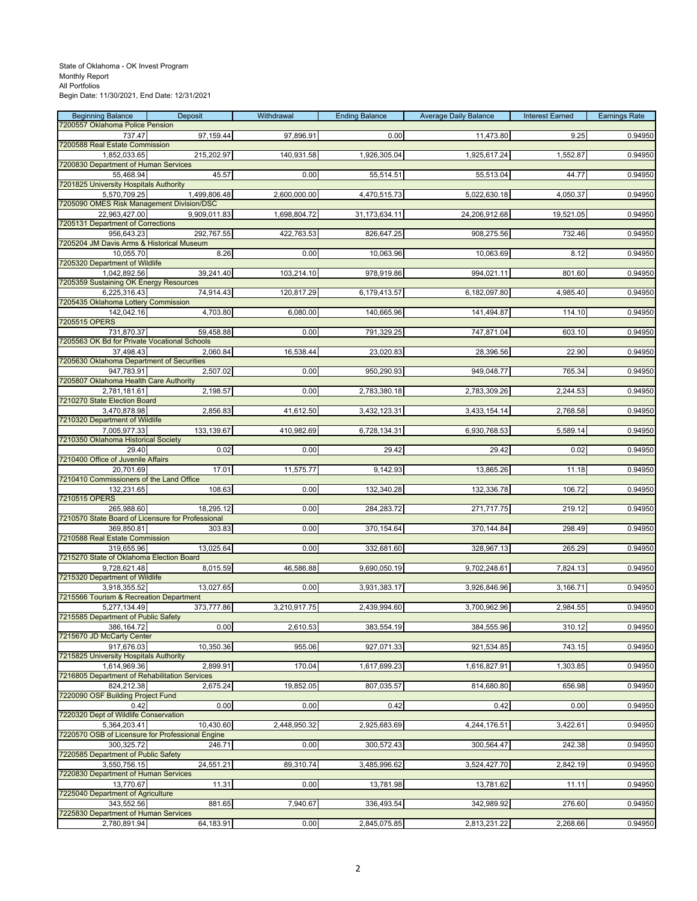State of Oklahoma - OK Invest Program
Monthly Report
All Portfolios
Begin Date: 11/30/2021, End Date: 12/31/2021

| Beginning Balance | Deposit | Withdrawal | Ending Balance | Average Daily Balance | Interest Earned | Earnings Rate |
|---|---|---|---|---|---|---|
| 7200557 Oklahoma Police Pension | | | | | | |
| 737.47 | 97,159.44 | 97,896.91 | 0.00 | 11,473.80 | 9.25 | 0.94950 |
| 7200588 Real Estate Commission | | | | | | |
| 1,852,033.65 | 215,202.97 | 140,931.58 | 1,926,305.04 | 1,925,617.24 | 1,552.87 | 0.94950 |
| 7200830 Department of Human Services | | | | | | |
| 55,468.94 | 45.57 | 0.00 | 55,514.51 | 55,513.04 | 44.77 | 0.94950 |
| 7201825 University Hospitals Authority | | | | | | |
| 5,570,709.25 | 1,499,806.48 | 2,600,000.00 | 4,470,515.73 | 5,022,630.18 | 4,050.37 | 0.94950 |
| 7205090 OMES Risk Management Division/DSC | | | | | | |
| 22,963,427.00 | 9,909,011.83 | 1,698,804.72 | 31,173,634.11 | 24,206,912.68 | 19,521.05 | 0.94950 |
| 7205131 Department of Corrections | | | | | | |
| 956,643.23 | 292,767.55 | 422,763.53 | 826,647.25 | 908,275.56 | 732.46 | 0.94950 |
| 7205204 JM Davis Arms & Historical Museum | | | | | | |
| 10,055.70 | 8.26 | 0.00 | 10,063.96 | 10,063.69 | 8.12 | 0.94950 |
| 7205320 Department of Wildlife | | | | | | |
| 1,042,892.56 | 39,241.40 | 103,214.10 | 978,919.86 | 994,021.11 | 801.60 | 0.94950 |
| 7205359 Sustaining OK Energy Resources | | | | | | |
| 6,225,316.43 | 74,914.43 | 120,817.29 | 6,179,413.57 | 6,182,097.80 | 4,985.40 | 0.94950 |
| 7205435 Oklahoma Lottery Commission | | | | | | |
| 142,042.16 | 4,703.80 | 6,080.00 | 140,665.96 | 141,494.87 | 114.10 | 0.94950 |
| 7205515 OPERS | | | | | | |
| 731,870.37 | 59,458.88 | 0.00 | 791,329.25 | 747,871.04 | 603.10 | 0.94950 |
| 7205563 OK Bd for Private Vocational Schools | | | | | | |
| 37,498.43 | 2,060.84 | 16,538.44 | 23,020.83 | 28,396.56 | 22.90 | 0.94950 |
| 7205630 Oklahoma Department of Securities | | | | | | |
| 947,783.91 | 2,507.02 | 0.00 | 950,290.93 | 949,048.77 | 765.34 | 0.94950 |
| 7205807 Oklahoma Health Care Authority | | | | | | |
| 2,781,181.61 | 2,198.57 | 0.00 | 2,783,380.18 | 2,783,309.26 | 2,244.53 | 0.94950 |
| 7210270 State Election Board | | | | | | |
| 3,470,878.98 | 2,856.83 | 41,612.50 | 3,432,123.31 | 3,433,154.14 | 2,768.58 | 0.94950 |
| 7210320 Department of Wildlife | | | | | | |
| 7,005,977.33 | 133,139.67 | 410,982.69 | 6,728,134.31 | 6,930,768.53 | 5,589.14 | 0.94950 |
| 7210350 Oklahoma Historical Society | | | | | | |
| 29.40 | 0.02 | 0.00 | 29.42 | 29.42 | 0.02 | 0.94950 |
| 7210400 Office of Juvenile Affairs | | | | | | |
| 20,701.69 | 17.01 | 11,575.77 | 9,142.93 | 13,865.26 | 11.18 | 0.94950 |
| 7210410 Commissioners of the Land Office | | | | | | |
| 132,231.65 | 108.63 | 0.00 | 132,340.28 | 132,336.78 | 106.72 | 0.94950 |
| 7210515 OPERS | | | | | | |
| 265,988.60 | 18,295.12 | 0.00 | 284,283.72 | 271,717.75 | 219.12 | 0.94950 |
| 7210570 State Board of Licensure for Professional | | | | | | |
| 369,850.81 | 303.83 | 0.00 | 370,154.64 | 370,144.84 | 298.49 | 0.94950 |
| 7210588 Real Estate Commission | | | | | | |
| 319,655.96 | 13,025.64 | 0.00 | 332,681.60 | 328,967.13 | 265.29 | 0.94950 |
| 7215270 State of Oklahoma Election Board | | | | | | |
| 9,728,621.48 | 8,015.59 | 46,586.88 | 9,690,050.19 | 9,702,248.61 | 7,824.13 | 0.94950 |
| 7215320 Department of Wildlife | | | | | | |
| 3,918,355.52 | 13,027.65 | 0.00 | 3,931,383.17 | 3,926,846.96 | 3,166.71 | 0.94950 |
| 7215566 Tourism & Recreation Department | | | | | | |
| 5,277,134.49 | 373,777.86 | 3,210,917.75 | 2,439,994.60 | 3,700,962.96 | 2,984.55 | 0.94950 |
| 7215585 Department of Public Safety | | | | | | |
| 386,164.72 | 0.00 | 2,610.53 | 383,554.19 | 384,555.96 | 310.12 | 0.94950 |
| 7215670 JD McCarty Center | | | | | | |
| 917,676.03 | 10,350.36 | 955.06 | 927,071.33 | 921,534.85 | 743.15 | 0.94950 |
| 7215825 University Hospitals Authority | | | | | | |
| 1,614,969.36 | 2,899.91 | 170.04 | 1,617,699.23 | 1,616,827.91 | 1,303.85 | 0.94950 |
| 7216805 Department of Rehabilitation Services | | | | | | |
| 824,212.38 | 2,675.24 | 19,852.05 | 807,035.57 | 814,680.80 | 656.98 | 0.94950 |
| 7220090 OSF Building Project Fund | | | | | | |
| 0.42 | 0.00 | 0.00 | 0.42 | 0.42 | 0.00 | 0.94950 |
| 7220320 Dept of Wildlife Conservation | | | | | | |
| 5,364,203.41 | 10,430.60 | 2,448,950.32 | 2,925,683.69 | 4,244,176.51 | 3,422.61 | 0.94950 |
| 7220570 OSB of Licensure for Professional Engine | | | | | | |
| 300,325.72 | 246.71 | 0.00 | 300,572.43 | 300,564.47 | 242.38 | 0.94950 |
| 7220585 Department of Public Safety | | | | | | |
| 3,550,756.15 | 24,551.21 | 89,310.74 | 3,485,996.62 | 3,524,427.70 | 2,842.19 | 0.94950 |
| 7220830 Department of Human Services | | | | | | |
| 13,770.67 | 11.31 | 0.00 | 13,781.98 | 13,781.62 | 11.11 | 0.94950 |
| 7225040 Department of Agriculture | | | | | | |
| 343,552.56 | 881.65 | 7,940.67 | 336,493.54 | 342,989.92 | 276.60 | 0.94950 |
| 7225830 Department of Human Services | | | | | | |
| 2,780,891.94 | 64,183.91 | 0.00 | 2,845,075.85 | 2,813,231.22 | 2,268.66 | 0.94950 |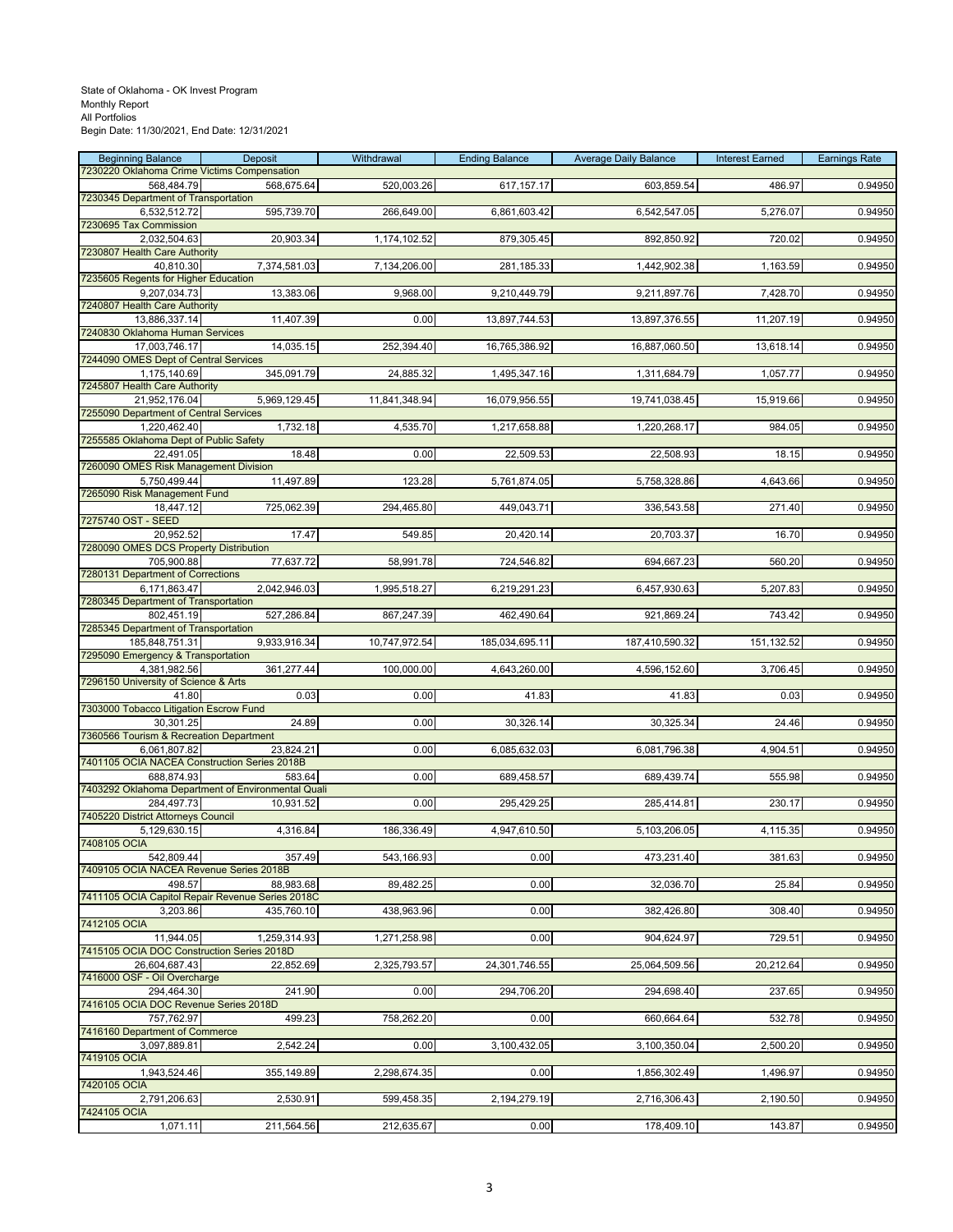State of Oklahoma - OK Invest Program
Monthly Report
All Portfolios
Begin Date: 11/30/2021, End Date: 12/31/2021

| Beginning Balance | Deposit | Withdrawal | Ending Balance | Average Daily Balance | Interest Earned | Earnings Rate |
|---|---|---|---|---|---|---|
| 7230220 Oklahoma Crime Victims Compensation | | | | | | |
| 568,484.79 | 568,675.64 | 520,003.26 | 617,157.17 | 603,859.54 | 486.97 | 0.94950 |
| 7230345 Department of Transportation | | | | | | |
| 6,532,512.72 | 595,739.70 | 266,649.00 | 6,861,603.42 | 6,542,547.05 | 5,276.07 | 0.94950 |
| 7230695 Tax Commission | | | | | | |
| 2,032,504.63 | 20,903.34 | 1,174,102.52 | 879,305.45 | 892,850.92 | 720.02 | 0.94950 |
| 7230807 Health Care Authority | | | | | | |
| 40,810.30 | 7,374,581.03 | 7,134,206.00 | 281,185.33 | 1,442,902.38 | 1,163.59 | 0.94950 |
| 7235605 Regents for Higher Education | | | | | | |
| 9,207,034.73 | 13,383.06 | 9,968.00 | 9,210,449.79 | 9,211,897.76 | 7,428.70 | 0.94950 |
| 7240807 Health Care Authority | | | | | | |
| 13,886,337.14 | 11,407.39 | 0.00 | 13,897,744.53 | 13,897,376.55 | 11,207.19 | 0.94950 |
| 7240830 Oklahoma Human Services | | | | | | |
| 17,003,746.17 | 14,035.15 | 252,394.40 | 16,765,386.92 | 16,887,060.50 | 13,618.14 | 0.94950 |
| 7244090 OMES Dept of Central Services | | | | | | |
| 1,175,140.69 | 345,091.79 | 24,885.32 | 1,495,347.16 | 1,311,684.79 | 1,057.77 | 0.94950 |
| 7245807 Health Care Authority | | | | | | |
| 21,952,176.04 | 5,969,129.45 | 11,841,348.94 | 16,079,956.55 | 19,741,038.45 | 15,919.66 | 0.94950 |
| 7255090 Department of Central Services | | | | | | |
| 1,220,462.40 | 1,732.18 | 4,535.70 | 1,217,658.88 | 1,220,268.17 | 984.05 | 0.94950 |
| 7255585 Oklahoma Dept of Public Safety | | | | | | |
| 22,491.05 | 18.48 | 0.00 | 22,509.53 | 22,508.93 | 18.15 | 0.94950 |
| 7260090 OMES Risk Management Division | | | | | | |
| 5,750,499.44 | 11,497.89 | 123.28 | 5,761,874.05 | 5,758,328.86 | 4,643.66 | 0.94950 |
| 7265090 Risk Management Fund | | | | | | |
| 18,447.12 | 725,062.39 | 294,465.80 | 449,043.71 | 336,543.58 | 271.40 | 0.94950 |
| 7275740 OST - SEED | | | | | | |
| 20,952.52 | 17.47 | 549.85 | 20,420.14 | 20,703.37 | 16.70 | 0.94950 |
| 7280090 OMES DCS Property Distribution | | | | | | |
| 705,900.88 | 77,637.72 | 58,991.78 | 724,546.82 | 694,667.23 | 560.20 | 0.94950 |
| 7280131 Department of Corrections | | | | | | |
| 6,171,863.47 | 2,042,946.03 | 1,995,518.27 | 6,219,291.23 | 6,457,930.63 | 5,207.83 | 0.94950 |
| 7280345 Department of Transportation | | | | | | |
| 802,451.19 | 527,286.84 | 867,247.39 | 462,490.64 | 921,869.24 | 743.42 | 0.94950 |
| 7285345 Department of Transportation | | | | | | |
| 185,848,751.31 | 9,933,916.34 | 10,747,972.54 | 185,034,695.11 | 187,410,590.32 | 151,132.52 | 0.94950 |
| 7295090 Emergency & Transportation | | | | | | |
| 4,381,982.56 | 361,277.44 | 100,000.00 | 4,643,260.00 | 4,596,152.60 | 3,706.45 | 0.94950 |
| 7296150 University of Science & Arts | | | | | | |
| 41.80 | 0.03 | 0.00 | 41.83 | 41.83 | 0.03 | 0.94950 |
| 7303000 Tobacco Litigation Escrow Fund | | | | | | |
| 30,301.25 | 24.89 | 0.00 | 30,326.14 | 30,325.34 | 24.46 | 0.94950 |
| 7360566 Tourism & Recreation Department | | | | | | |
| 6,061,807.82 | 23,824.21 | 0.00 | 6,085,632.03 | 6,081,796.38 | 4,904.51 | 0.94950 |
| 7401105 OCIA NACEA Construction Series 2018B | | | | | | |
| 688,874.93 | 583.64 | 0.00 | 689,458.57 | 689,439.74 | 555.98 | 0.94950 |
| 7403292 Oklahoma Department of Environmental Quali | | | | | | |
| 284,497.73 | 10,931.52 | 0.00 | 295,429.25 | 285,414.81 | 230.17 | 0.94950 |
| 7405220 District Attorneys Council | | | | | | |
| 5,129,630.15 | 4,316.84 | 186,336.49 | 4,947,610.50 | 5,103,206.05 | 4,115.35 | 0.94950 |
| 7408105 OCIA | | | | | | |
| 542,809.44 | 357.49 | 543,166.93 | 0.00 | 473,231.40 | 381.63 | 0.94950 |
| 7409105 OCIA NACEA Revenue Series 2018B | | | | | | |
| 498.57 | 88,983.68 | 89,482.25 | 0.00 | 32,036.70 | 25.84 | 0.94950 |
| 7411105 OCIA Capitol Repair Revenue Series 2018C | | | | | | |
| 3,203.86 | 435,760.10 | 438,963.96 | 0.00 | 382,426.80 | 308.40 | 0.94950 |
| 7412105 OCIA | | | | | | |
| 11,944.05 | 1,259,314.93 | 1,271,258.98 | 0.00 | 904,624.97 | 729.51 | 0.94950 |
| 7415105 OCIA DOC Construction Series 2018D | | | | | | |
| 26,604,687.43 | 22,852.69 | 2,325,793.57 | 24,301,746.55 | 25,064,509.56 | 20,212.64 | 0.94950 |
| 7416000 OSF - Oil Overcharge | | | | | | |
| 294,464.30 | 241.90 | 0.00 | 294,706.20 | 294,698.40 | 237.65 | 0.94950 |
| 7416105 OCIA DOC Revenue Series 2018D | | | | | | |
| 757,762.97 | 499.23 | 758,262.20 | 0.00 | 660,664.64 | 532.78 | 0.94950 |
| 7416160 Department of Commerce | | | | | | |
| 3,097,889.81 | 2,542.24 | 0.00 | 3,100,432.05 | 3,100,350.04 | 2,500.20 | 0.94950 |
| 7419105 OCIA | | | | | | |
| 1,943,524.46 | 355,149.89 | 2,298,674.35 | 0.00 | 1,856,302.49 | 1,496.97 | 0.94950 |
| 7420105 OCIA | | | | | | |
| 2,791,206.63 | 2,530.91 | 599,458.35 | 2,194,279.19 | 2,716,306.43 | 2,190.50 | 0.94950 |
| 7424105 OCIA | | | | | | |
| 1,071.11 | 211,564.56 | 212,635.67 | 0.00 | 178,409.10 | 143.87 | 0.94950 |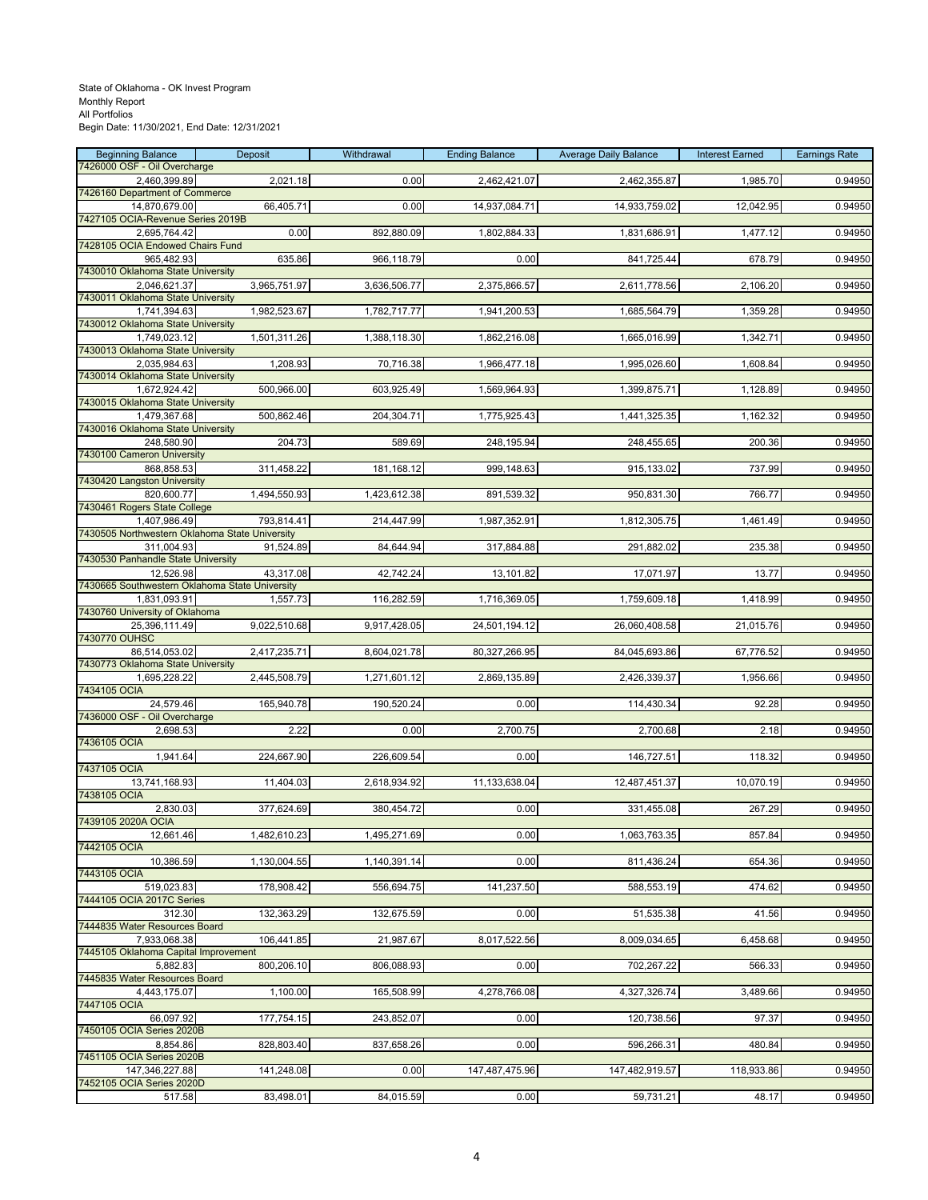State of Oklahoma - OK Invest Program
Monthly Report
All Portfolios
Begin Date: 11/30/2021, End Date: 12/31/2021

| Beginning Balance | Deposit | Withdrawal | Ending Balance | Average Daily Balance | Interest Earned | Earnings Rate |
|---|---|---|---|---|---|---|
| 7426000 OSF - Oil Overcharge | | | | | | |
| 2,460,399.89 | 2,021.18 | 0.00 | 2,462,421.07 | 2,462,355.87 | 1,985.70 | 0.94950 |
| 7426160 Department of Commerce | | | | | | |
| 14,870,679.00 | 66,405.71 | 0.00 | 14,937,084.71 | 14,933,759.02 | 12,042.95 | 0.94950 |
| 7427105 OCIA-Revenue Series 2019B | | | | | | |
| 2,695,764.42 | 0.00 | 892,880.09 | 1,802,884.33 | 1,831,686.91 | 1,477.12 | 0.94950 |
| 7428105 OCIA Endowed Chairs Fund | | | | | | |
| 965,482.93 | 635.86 | 966,118.79 | 0.00 | 841,725.44 | 678.79 | 0.94950 |
| 7430010 Oklahoma State University | | | | | | |
| 2,046,621.37 | 3,965,751.97 | 3,636,506.77 | 2,375,866.57 | 2,611,778.56 | 2,106.20 | 0.94950 |
| 7430011 Oklahoma State University | | | | | | |
| 1,741,394.63 | 1,982,523.67 | 1,782,717.77 | 1,941,200.53 | 1,685,564.79 | 1,359.28 | 0.94950 |
| 7430012 Oklahoma State University | | | | | | |
| 1,749,023.12 | 1,501,311.26 | 1,388,118.30 | 1,862,216.08 | 1,665,016.99 | 1,342.71 | 0.94950 |
| 7430013 Oklahoma State University | | | | | | |
| 2,035,984.63 | 1,208.93 | 70,716.38 | 1,966,477.18 | 1,995,026.60 | 1,608.84 | 0.94950 |
| 7430014 Oklahoma State University | | | | | | |
| 1,672,924.42 | 500,966.00 | 603,925.49 | 1,569,964.93 | 1,399,875.71 | 1,128.89 | 0.94950 |
| 7430015 Oklahoma State University | | | | | | |
| 1,479,367.68 | 500,862.46 | 204,304.71 | 1,775,925.43 | 1,441,325.35 | 1,162.32 | 0.94950 |
| 7430016 Oklahoma State University | | | | | | |
| 248,580.90 | 204.73 | 589.69 | 248,195.94 | 248,455.65 | 200.36 | 0.94950 |
| 7430100 Cameron University | | | | | | |
| 868,858.53 | 311,458.22 | 181,168.12 | 999,148.63 | 915,133.02 | 737.99 | 0.94950 |
| 7430420 Langston University | | | | | | |
| 820,600.77 | 1,494,550.93 | 1,423,612.38 | 891,539.32 | 950,831.30 | 766.77 | 0.94950 |
| 7430461 Rogers State College | | | | | | |
| 1,407,986.49 | 793,814.41 | 214,447.99 | 1,987,352.91 | 1,812,305.75 | 1,461.49 | 0.94950 |
| 7430505 Northwestern Oklahoma State University | | | | | | |
| 311,004.93 | 91,524.89 | 84,644.94 | 317,884.88 | 291,882.02 | 235.38 | 0.94950 |
| 7430530 Panhandle State University | | | | | | |
| 12,526.98 | 43,317.08 | 42,742.24 | 13,101.82 | 17,071.97 | 13.77 | 0.94950 |
| 7430665 Southwestern Oklahoma State University | | | | | | |
| 1,831,093.91 | 1,557.73 | 116,282.59 | 1,716,369.05 | 1,759,609.18 | 1,418.99 | 0.94950 |
| 7430760 University of Oklahoma | | | | | | |
| 25,396,111.49 | 9,022,510.68 | 9,917,428.05 | 24,501,194.12 | 26,060,408.58 | 21,015.76 | 0.94950 |
| 7430770 OUHSC | | | | | | |
| 86,514,053.02 | 2,417,235.71 | 8,604,021.78 | 80,327,266.95 | 84,045,693.86 | 67,776.52 | 0.94950 |
| 7430773 Oklahoma State University | | | | | | |
| 1,695,228.22 | 2,445,508.79 | 1,271,601.12 | 2,869,135.89 | 2,426,339.37 | 1,956.66 | 0.94950 |
| 7434105 OCIA | | | | | | |
| 24,579.46 | 165,940.78 | 190,520.24 | 0.00 | 114,430.34 | 92.28 | 0.94950 |
| 7436000 OSF - Oil Overcharge | | | | | | |
| 2,698.53 | 2.22 | 0.00 | 2,700.75 | 2,700.68 | 2.18 | 0.94950 |
| 7436105 OCIA | | | | | | |
| 1,941.64 | 224,667.90 | 226,609.54 | 0.00 | 146,727.51 | 118.32 | 0.94950 |
| 7437105 OCIA | | | | | | |
| 13,741,168.93 | 11,404.03 | 2,618,934.92 | 11,133,638.04 | 12,487,451.37 | 10,070.19 | 0.94950 |
| 7438105 OCIA | | | | | | |
| 2,830.03 | 377,624.69 | 380,454.72 | 0.00 | 331,455.08 | 267.29 | 0.94950 |
| 7439105 2020A OCIA | | | | | | |
| 12,661.46 | 1,482,610.23 | 1,495,271.69 | 0.00 | 1,063,763.35 | 857.84 | 0.94950 |
| 7442105 OCIA | | | | | | |
| 10,386.59 | 1,130,004.55 | 1,140,391.14 | 0.00 | 811,436.24 | 654.36 | 0.94950 |
| 7443105 OCIA | | | | | | |
| 519,023.83 | 178,908.42 | 556,694.75 | 141,237.50 | 588,553.19 | 474.62 | 0.94950 |
| 7444105 OCIA 2017C Series | | | | | | |
| 312.30 | 132,363.29 | 132,675.59 | 0.00 | 51,535.38 | 41.56 | 0.94950 |
| 7444835 Water Resources Board | | | | | | |
| 7,933,068.38 | 106,441.85 | 21,987.67 | 8,017,522.56 | 8,009,034.65 | 6,458.68 | 0.94950 |
| 7445105 Oklahoma Capital Improvement | | | | | | |
| 5,882.83 | 800,206.10 | 806,088.93 | 0.00 | 702,267.22 | 566.33 | 0.94950 |
| 7445835 Water Resources Board | | | | | | |
| 4,443,175.07 | 1,100.00 | 165,508.99 | 4,278,766.08 | 4,327,326.74 | 3,489.66 | 0.94950 |
| 7447105 OCIA | | | | | | |
| 66,097.92 | 177,754.15 | 243,852.07 | 0.00 | 120,738.56 | 97.37 | 0.94950 |
| 7450105 OCIA Series 2020B | | | | | | |
| 8,854.86 | 828,803.40 | 837,658.26 | 0.00 | 596,266.31 | 480.84 | 0.94950 |
| 7451105 OCIA Series 2020B | | | | | | |
| 147,346,227.88 | 141,248.08 | 0.00 | 147,487,475.96 | 147,482,919.57 | 118,933.86 | 0.94950 |
| 7452105 OCIA Series 2020D | | | | | | |
| 517.58 | 83,498.01 | 84,015.59 | 0.00 | 59,731.21 | 48.17 | 0.94950 |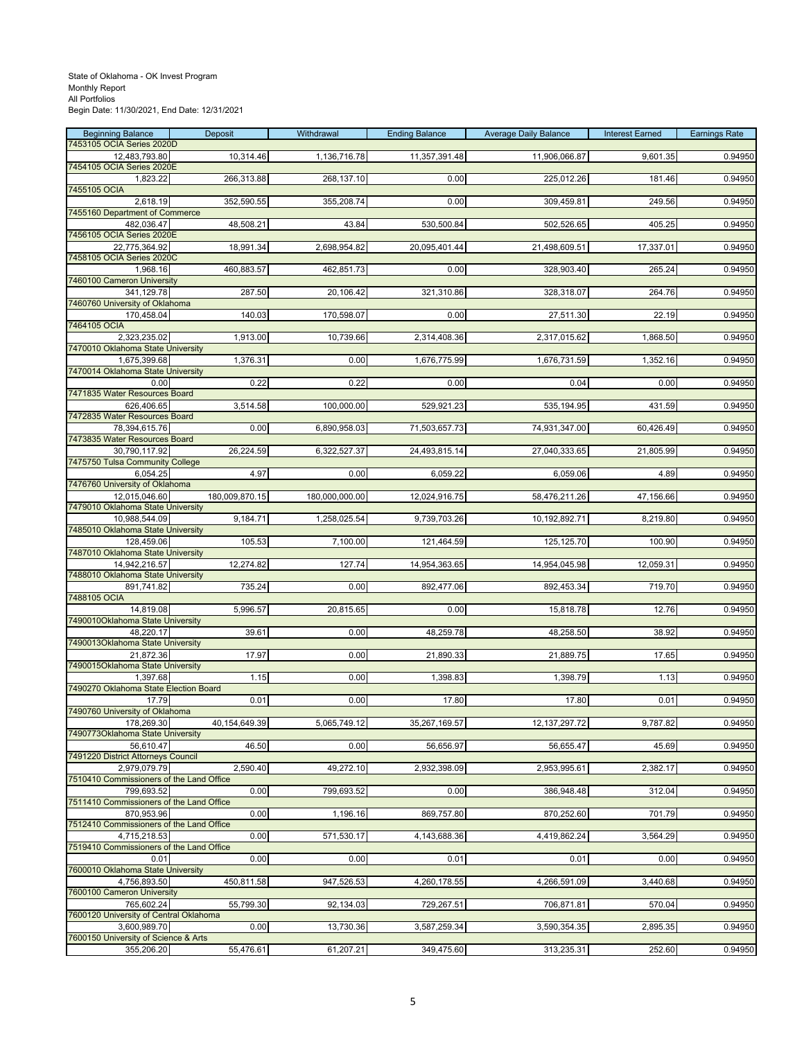State of Oklahoma - OK Invest Program
Monthly Report
All Portfolios
Begin Date: 11/30/2021, End Date: 12/31/2021

| Beginning Balance | Deposit | Withdrawal | Ending Balance | Average Daily Balance | Interest Earned | Earnings Rate |
|---|---|---|---|---|---|---|
| 7453105 OCIA Series 2020D | | | | | | |
| 12,483,793.80 | 10,314.46 | 1,136,716.78 | 11,357,391.48 | 11,906,066.87 | 9,601.35 | 0.94950 |
| 7454105 OCIA Series 2020E | | | | | | |
| 1,823.22 | 266,313.88 | 268,137.10 | 0.00 | 225,012.26 | 181.46 | 0.94950 |
| 7455105 OCIA | | | | | | |
| 2,618.19 | 352,590.55 | 355,208.74 | 0.00 | 309,459.81 | 249.56 | 0.94950 |
| 7455160 Department of Commerce | | | | | | |
| 482,036.47 | 48,508.21 | 43.84 | 530,500.84 | 502,526.65 | 405.25 | 0.94950 |
| 7456105 OCIA Series 2020E | | | | | | |
| 22,775,364.92 | 18,991.34 | 2,698,954.82 | 20,095,401.44 | 21,498,609.51 | 17,337.01 | 0.94950 |
| 7458105 OCIA Series 2020C | | | | | | |
| 1,968.16 | 460,883.57 | 462,851.73 | 0.00 | 328,903.40 | 265.24 | 0.94950 |
| 7460100 Cameron University | | | | | | |
| 341,129.78 | 287.50 | 20,106.42 | 321,310.86 | 328,318.07 | 264.76 | 0.94950 |
| 7460760 University of Oklahoma | | | | | | |
| 170,458.04 | 140.03 | 170,598.07 | 0.00 | 27,511.30 | 22.19 | 0.94950 |
| 7464105 OCIA | | | | | | |
| 2,323,235.02 | 1,913.00 | 10,739.66 | 2,314,408.36 | 2,317,015.62 | 1,868.50 | 0.94950 |
| 7470010 Oklahoma State University | | | | | | |
| 1,675,399.68 | 1,376.31 | 0.00 | 1,676,775.99 | 1,676,731.59 | 1,352.16 | 0.94950 |
| 7470014 Oklahoma State University | | | | | | |
| 0.00 | 0.22 | 0.22 | 0.00 | 0.04 | 0.00 | 0.94950 |
| 7471835 Water Resources Board | | | | | | |
| 626,406.65 | 3,514.58 | 100,000.00 | 529,921.23 | 535,194.95 | 431.59 | 0.94950 |
| 7472835 Water Resources Board | | | | | | |
| 78,394,615.76 | 0.00 | 6,890,958.03 | 71,503,657.73 | 74,931,347.00 | 60,426.49 | 0.94950 |
| 7473835 Water Resources Board | | | | | | |
| 30,790,117.92 | 26,224.59 | 6,322,527.37 | 24,493,815.14 | 27,040,333.65 | 21,805.99 | 0.94950 |
| 7475750 Tulsa Community College | | | | | | |
| 6,054.25 | 4.97 | 0.00 | 6,059.22 | 6,059.06 | 4.89 | 0.94950 |
| 7476760 University of Oklahoma | | | | | | |
| 12,015,046.60 | 180,009,870.15 | 180,000,000.00 | 12,024,916.75 | 58,476,211.26 | 47,156.66 | 0.94950 |
| 7479010 Oklahoma State University | | | | | | |
| 10,988,544.09 | 9,184.71 | 1,258,025.54 | 9,739,703.26 | 10,192,892.71 | 8,219.80 | 0.94950 |
| 7485010 Oklahoma State University | | | | | | |
| 128,459.06 | 105.53 | 7,100.00 | 121,464.59 | 125,125.70 | 100.90 | 0.94950 |
| 7487010 Oklahoma State University | | | | | | |
| 14,942,216.57 | 12,274.82 | 127.74 | 14,954,363.65 | 14,954,045.98 | 12,059.31 | 0.94950 |
| 7488010 Oklahoma State University | | | | | | |
| 891,741.82 | 735.24 | 0.00 | 892,477.06 | 892,453.34 | 719.70 | 0.94950 |
| 7488105 OCIA | | | | | | |
| 14,819.08 | 5,996.57 | 20,815.65 | 0.00 | 15,818.78 | 12.76 | 0.94950 |
| 7490010Oklahoma State University | | | | | | |
| 48,220.17 | 39.61 | 0.00 | 48,259.78 | 48,258.50 | 38.92 | 0.94950 |
| 7490013Oklahoma State University | | | | | | |
| 21,872.36 | 17.97 | 0.00 | 21,890.33 | 21,889.75 | 17.65 | 0.94950 |
| 7490015Oklahoma State University | | | | | | |
| 1,397.68 | 1.15 | 0.00 | 1,398.83 | 1,398.79 | 1.13 | 0.94950 |
| 7490270 Oklahoma State Election Board | | | | | | |
| 17.79 | 0.01 | 0.00 | 17.80 | 17.80 | 0.01 | 0.94950 |
| 7490760 University of Oklahoma | | | | | | |
| 178,269.30 | 40,154,649.39 | 5,065,749.12 | 35,267,169.57 | 12,137,297.72 | 9,787.82 | 0.94950 |
| 7490773Oklahoma State University | | | | | | |
| 56,610.47 | 46.50 | 0.00 | 56,656.97 | 56,655.47 | 45.69 | 0.94950 |
| 7491220 District Attorneys Council | | | | | | |
| 2,979,079.79 | 2,590.40 | 49,272.10 | 2,932,398.09 | 2,953,995.61 | 2,382.17 | 0.94950 |
| 7510410 Commissioners of the Land Office | | | | | | |
| 799,693.52 | 0.00 | 799,693.52 | 0.00 | 386,948.48 | 312.04 | 0.94950 |
| 7511410 Commissioners of the Land Office | | | | | | |
| 870,953.96 | 0.00 | 1,196.16 | 869,757.80 | 870,252.60 | 701.79 | 0.94950 |
| 7512410 Commissioners of the Land Office | | | | | | |
| 4,715,218.53 | 0.00 | 571,530.17 | 4,143,688.36 | 4,419,862.24 | 3,564.29 | 0.94950 |
| 7519410 Commissioners of the Land Office | | | | | | |
| 0.01 | 0.00 | 0.00 | 0.01 | 0.01 | 0.00 | 0.94950 |
| 7600010 Oklahoma State University | | | | | | |
| 4,756,893.50 | 450,811.58 | 947,526.53 | 4,260,178.55 | 4,266,591.09 | 3,440.68 | 0.94950 |
| 7600100 Cameron University | | | | | | |
| 765,602.24 | 55,799.30 | 92,134.03 | 729,267.51 | 706,871.81 | 570.04 | 0.94950 |
| 7600120 University of Central Oklahoma | | | | | | |
| 3,600,989.70 | 0.00 | 13,730.36 | 3,587,259.34 | 3,590,354.35 | 2,895.35 | 0.94950 |
| 7600150 University of Science & Arts | | | | | | |
| 355,206.20 | 55,476.61 | 61,207.21 | 349,475.60 | 313,235.31 | 252.60 | 0.94950 |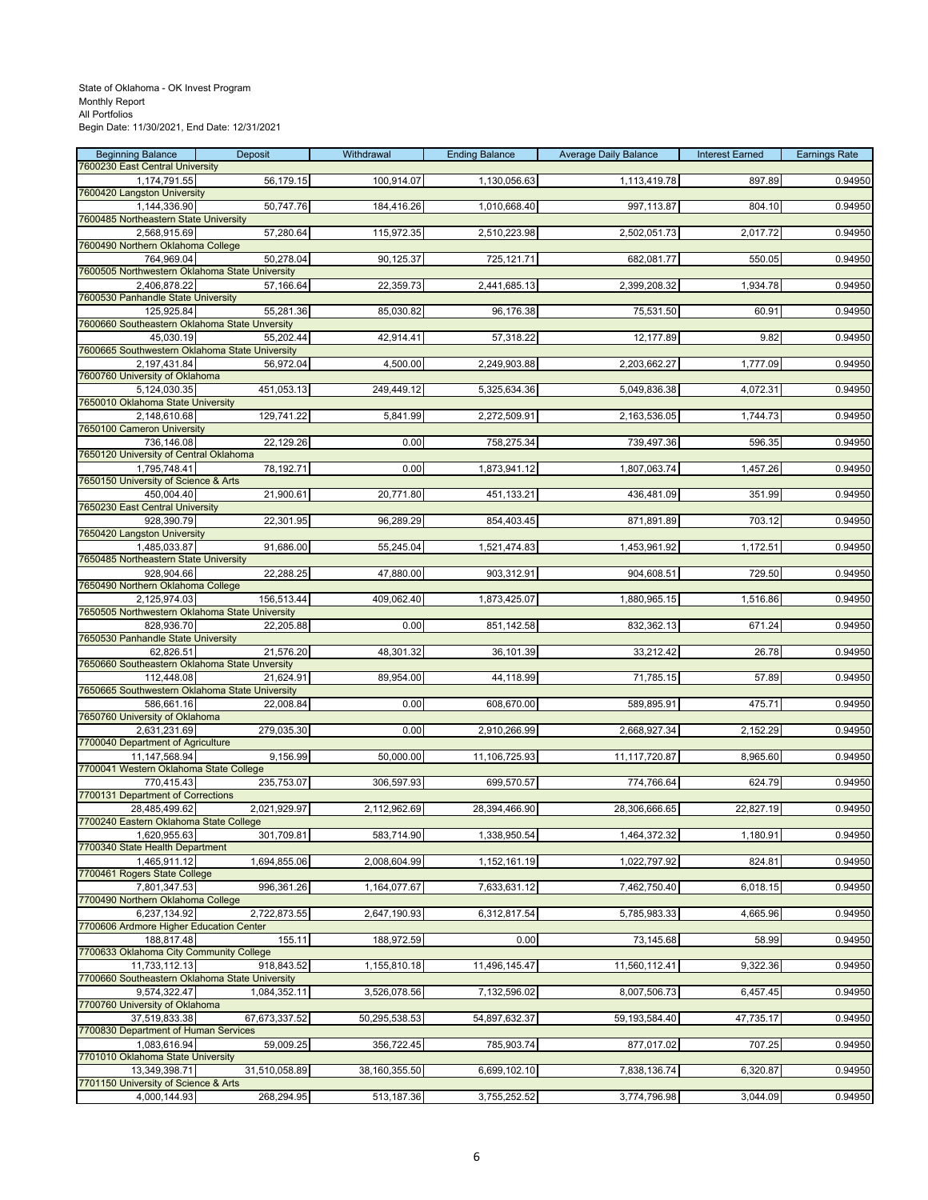State of Oklahoma - OK Invest Program
Monthly Report
All Portfolios
Begin Date: 11/30/2021, End Date: 12/31/2021

| Beginning Balance | Deposit | Withdrawal | Ending Balance | Average Daily Balance | Interest Earned | Earnings Rate |
|---|---|---|---|---|---|---|
| 7600230 East Central University | | | | | | |
| 1,174,791.55 | 56,179.15 | 100,914.07 | 1,130,056.63 | 1,113,419.78 | 897.89 | 0.94950 |
| 7600420 Langston University | | | | | | |
| 1,144,336.90 | 50,747.76 | 184,416.26 | 1,010,668.40 | 997,113.87 | 804.10 | 0.94950 |
| 7600485 Northeastern State University | | | | | | |
| 2,568,915.69 | 57,280.64 | 115,972.35 | 2,510,223.98 | 2,502,051.73 | 2,017.72 | 0.94950 |
| 7600490 Northern Oklahoma College | | | | | | |
| 764,969.04 | 50,278.04 | 90,125.37 | 725,121.71 | 682,081.77 | 550.05 | 0.94950 |
| 7600505 Northwestern Oklahoma State University | | | | | | |
| 2,406,878.22 | 57,166.64 | 22,359.73 | 2,441,685.13 | 2,399,208.32 | 1,934.78 | 0.94950 |
| 7600530 Panhandle State University | | | | | | |
| 125,925.84 | 55,281.36 | 85,030.82 | 96,176.38 | 75,531.50 | 60.91 | 0.94950 |
| 7600660 Southeastern Oklahoma State Unversity | | | | | | |
| 45,030.19 | 55,202.44 | 42,914.41 | 57,318.22 | 12,177.89 | 9.82 | 0.94950 |
| 7600665 Southwestern Oklahoma State University | | | | | | |
| 2,197,431.84 | 56,972.04 | 4,500.00 | 2,249,903.88 | 2,203,662.27 | 1,777.09 | 0.94950 |
| 7600760 University of Oklahoma | | | | | | |
| 5,124,030.35 | 451,053.13 | 249,449.12 | 5,325,634.36 | 5,049,836.38 | 4,072.31 | 0.94950 |
| 7650010 Oklahoma State University | | | | | | |
| 2,148,610.68 | 129,741.22 | 5,841.99 | 2,272,509.91 | 2,163,536.05 | 1,744.73 | 0.94950 |
| 7650100 Cameron University | | | | | | |
| 736,146.08 | 22,129.26 | 0.00 | 758,275.34 | 739,497.36 | 596.35 | 0.94950 |
| 7650120 University of Central Oklahoma | | | | | | |
| 1,795,748.41 | 78,192.71 | 0.00 | 1,873,941.12 | 1,807,063.74 | 1,457.26 | 0.94950 |
| 7650150 University of Science & Arts | | | | | | |
| 450,004.40 | 21,900.61 | 20,771.80 | 451,133.21 | 436,481.09 | 351.99 | 0.94950 |
| 7650230 East Central University | | | | | | |
| 928,390.79 | 22,301.95 | 96,289.29 | 854,403.45 | 871,891.89 | 703.12 | 0.94950 |
| 7650420 Langston University | | | | | | |
| 1,485,033.87 | 91,686.00 | 55,245.04 | 1,521,474.83 | 1,453,961.92 | 1,172.51 | 0.94950 |
| 7650485 Northeastern State University | | | | | | |
| 928,904.66 | 22,288.25 | 47,880.00 | 903,312.91 | 904,608.51 | 729.50 | 0.94950 |
| 7650490 Northern Oklahoma College | | | | | | |
| 2,125,974.03 | 156,513.44 | 409,062.40 | 1,873,425.07 | 1,880,965.15 | 1,516.86 | 0.94950 |
| 7650505 Northwestern Oklahoma State University | | | | | | |
| 828,936.70 | 22,205.88 | 0.00 | 851,142.58 | 832,362.13 | 671.24 | 0.94950 |
| 7650530 Panhandle State University | | | | | | |
| 62,826.51 | 21,576.20 | 48,301.32 | 36,101.39 | 33,212.42 | 26.78 | 0.94950 |
| 7650660 Southeastern Oklahoma State Unversity | | | | | | |
| 112,448.08 | 21,624.91 | 89,954.00 | 44,118.99 | 71,785.15 | 57.89 | 0.94950 |
| 7650665 Southwestern Oklahoma State University | | | | | | |
| 586,661.16 | 22,008.84 | 0.00 | 608,670.00 | 589,895.91 | 475.71 | 0.94950 |
| 7650760 University of Oklahoma | | | | | | |
| 2,631,231.69 | 279,035.30 | 0.00 | 2,910,266.99 | 2,668,927.34 | 2,152.29 | 0.94950 |
| 7700040 Department of Agriculture | | | | | | |
| 11,147,568.94 | 9,156.99 | 50,000.00 | 11,106,725.93 | 11,117,720.87 | 8,965.60 | 0.94950 |
| 7700041 Western Oklahoma State College | | | | | | |
| 770,415.43 | 235,753.07 | 306,597.93 | 699,570.57 | 774,766.64 | 624.79 | 0.94950 |
| 7700131 Department of Corrections | | | | | | |
| 28,485,499.62 | 2,021,929.97 | 2,112,962.69 | 28,394,466.90 | 28,306,666.65 | 22,827.19 | 0.94950 |
| 7700240 Eastern Oklahoma State College | | | | | | |
| 1,620,955.63 | 301,709.81 | 583,714.90 | 1,338,950.54 | 1,464,372.32 | 1,180.91 | 0.94950 |
| 7700340 State Health Department | | | | | | |
| 1,465,911.12 | 1,694,855.06 | 2,008,604.99 | 1,152,161.19 | 1,022,797.92 | 824.81 | 0.94950 |
| 7700461 Rogers State College | | | | | | |
| 7,801,347.53 | 996,361.26 | 1,164,077.67 | 7,633,631.12 | 7,462,750.40 | 6,018.15 | 0.94950 |
| 7700490 Northern Oklahoma College | | | | | | |
| 6,237,134.92 | 2,722,873.55 | 2,647,190.93 | 6,312,817.54 | 5,785,983.33 | 4,665.96 | 0.94950 |
| 7700606 Ardmore Higher Education Center | | | | | | |
| 188,817.48 | 155.11 | 188,972.59 | 0.00 | 73,145.68 | 58.99 | 0.94950 |
| 7700633 Oklahoma City Community College | | | | | | |
| 11,733,112.13 | 918,843.52 | 1,155,810.18 | 11,496,145.47 | 11,560,112.41 | 9,322.36 | 0.94950 |
| 7700660 Southeastern Oklahoma State University | | | | | | |
| 9,574,322.47 | 1,084,352.11 | 3,526,078.56 | 7,132,596.02 | 8,007,506.73 | 6,457.45 | 0.94950 |
| 7700760 University of Oklahoma | | | | | | |
| 37,519,833.38 | 67,673,337.52 | 50,295,538.53 | 54,897,632.37 | 59,193,584.40 | 47,735.17 | 0.94950 |
| 7700830 Department of Human Services | | | | | | |
| 1,083,616.94 | 59,009.25 | 356,722.45 | 785,903.74 | 877,017.02 | 707.25 | 0.94950 |
| 7701010 Oklahoma State University | | | | | | |
| 13,349,398.71 | 31,510,058.89 | 38,160,355.50 | 6,699,102.10 | 7,838,136.74 | 6,320.87 | 0.94950 |
| 7701150 University of Science & Arts | | | | | | |
| 4,000,144.93 | 268,294.95 | 513,187.36 | 3,755,252.52 | 3,774,796.98 | 3,044.09 | 0.94950 |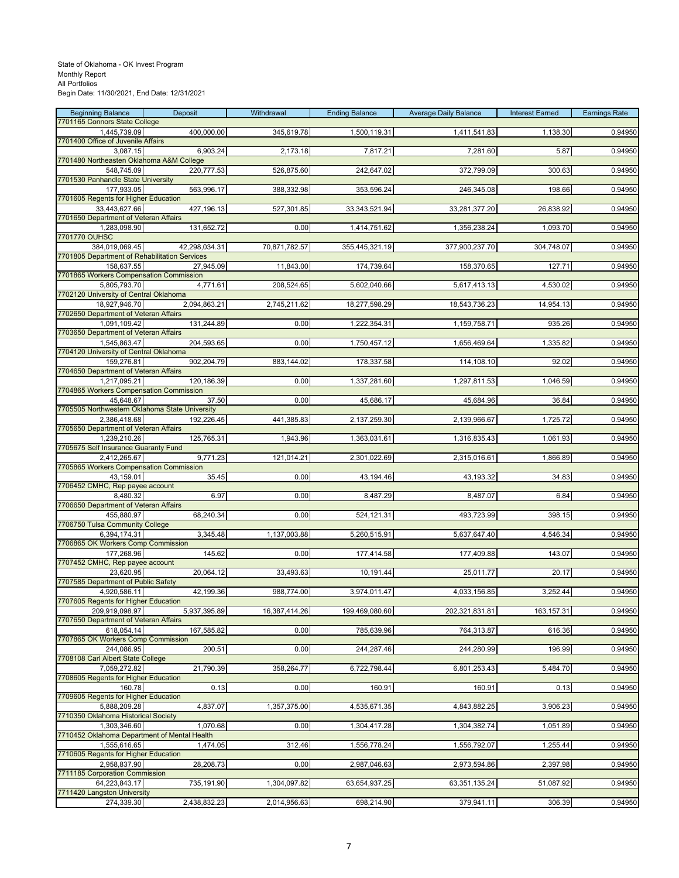State of Oklahoma - OK Invest Program
Monthly Report
All Portfolios
Begin Date: 11/30/2021, End Date: 12/31/2021

| Beginning Balance | Deposit | Withdrawal | Ending Balance | Average Daily Balance | Interest Earned | Earnings Rate |
|---|---|---|---|---|---|---|
| 7701165 Connors State College | | | | | | |
| 1,445,739.09 | 400,000.00 | 345,619.78 | 1,500,119.31 | 1,411,541.83 | 1,138.30 | 0.94950 |
| 7701400 Office of Juvenile Affairs | | | | | | |
| 3,087.15 | 6,903.24 | 2,173.18 | 7,817.21 | 7,281.60 | 5.87 | 0.94950 |
| 7701480 Northeasten Oklahoma A&M College | | | | | | |
| 548,745.09 | 220,777.53 | 526,875.60 | 242,647.02 | 372,799.09 | 300.63 | 0.94950 |
| 7701530 Panhandle State University | | | | | | |
| 177,933.05 | 563,996.17 | 388,332.98 | 353,596.24 | 246,345.08 | 198.66 | 0.94950 |
| 7701605 Regents for Higher Education | | | | | | |
| 33,443,627.66 | 427,196.13 | 527,301.85 | 33,343,521.94 | 33,281,377.20 | 26,838.92 | 0.94950 |
| 7701650 Department of Veteran Affairs | | | | | | |
| 1,283,098.90 | 131,652.72 | 0.00 | 1,414,751.62 | 1,356,238.24 | 1,093.70 | 0.94950 |
| 7701770 OUHSC | | | | | | |
| 384,019,069.45 | 42,298,034.31 | 70,871,782.57 | 355,445,321.19 | 377,900,237.70 | 304,748.07 | 0.94950 |
| 7701805 Department of Rehabilitation Services | | | | | | |
| 158,637.55 | 27,945.09 | 11,843.00 | 174,739.64 | 158,370.65 | 127.71 | 0.94950 |
| 7701865 Workers Compensation Commission | | | | | | |
| 5,805,793.70 | 4,771.61 | 208,524.65 | 5,602,040.66 | 5,617,413.13 | 4,530.02 | 0.94950 |
| 7702120 University of Central Oklahoma | | | | | | |
| 18,927,946.70 | 2,094,863.21 | 2,745,211.62 | 18,277,598.29 | 18,543,736.23 | 14,954.13 | 0.94950 |
| 7702650 Department of Veteran Affairs | | | | | | |
| 1,091,109.42 | 131,244.89 | 0.00 | 1,222,354.31 | 1,159,758.71 | 935.26 | 0.94950 |
| 7703650 Department of Veteran Affairs | | | | | | |
| 1,545,863.47 | 204,593.65 | 0.00 | 1,750,457.12 | 1,656,469.64 | 1,335.82 | 0.94950 |
| 7704120 University of Central Oklahoma | | | | | | |
| 159,276.81 | 902,204.79 | 883,144.02 | 178,337.58 | 114,108.10 | 92.02 | 0.94950 |
| 7704650 Department of Veteran Affairs | | | | | | |
| 1,217,095.21 | 120,186.39 | 0.00 | 1,337,281.60 | 1,297,811.53 | 1,046.59 | 0.94950 |
| 7704865 Workers Compensation Commission | | | | | | |
| 45,648.67 | 37.50 | 0.00 | 45,686.17 | 45,684.96 | 36.84 | 0.94950 |
| 7705505 Northwestern Oklahoma State University | | | | | | |
| 2,386,418.68 | 192,226.45 | 441,385.83 | 2,137,259.30 | 2,139,966.67 | 1,725.72 | 0.94950 |
| 7705650 Department of Veteran Affairs | | | | | | |
| 1,239,210.26 | 125,765.31 | 1,943.96 | 1,363,031.61 | 1,316,835.43 | 1,061.93 | 0.94950 |
| 7705675 Self Insurance Guaranty Fund | | | | | | |
| 2,412,265.67 | 9,771.23 | 121,014.21 | 2,301,022.69 | 2,315,016.61 | 1,866.89 | 0.94950 |
| 7705865 Workers Compensation Commission | | | | | | |
| 43,159.01 | 35.45 | 0.00 | 43,194.46 | 43,193.32 | 34.83 | 0.94950 |
| 7706452 CMHC, Rep payee account | | | | | | |
| 8,480.32 | 6.97 | 0.00 | 8,487.29 | 8,487.07 | 6.84 | 0.94950 |
| 7706650 Department of Veteran Affairs | | | | | | |
| 455,880.97 | 68,240.34 | 0.00 | 524,121.31 | 493,723.99 | 398.15 | 0.94950 |
| 7706750 Tulsa Community College | | | | | | |
| 6,394,174.31 | 3,345.48 | 1,137,003.88 | 5,260,515.91 | 5,637,647.40 | 4,546.34 | 0.94950 |
| 7706865 OK Workers Comp Commission | | | | | | |
| 177,268.96 | 145.62 | 0.00 | 177,414.58 | 177,409.88 | 143.07 | 0.94950 |
| 7707452 CMHC, Rep payee account | | | | | | |
| 23,620.95 | 20,064.12 | 33,493.63 | 10,191.44 | 25,011.77 | 20.17 | 0.94950 |
| 7707585 Department of Public Safety | | | | | | |
| 4,920,586.11 | 42,199.36 | 988,774.00 | 3,974,011.47 | 4,033,156.85 | 3,252.44 | 0.94950 |
| 7707605 Regents for Higher Education | | | | | | |
| 209,919,098.97 | 5,937,395.89 | 16,387,414.26 | 199,469,080.60 | 202,321,831.81 | 163,157.31 | 0.94950 |
| 7707650 Department of Veteran Affairs | | | | | | |
| 618,054.14 | 167,585.82 | 0.00 | 785,639.96 | 764,313.87 | 616.36 | 0.94950 |
| 7707865 OK Workers Comp Commission | | | | | | |
| 244,086.95 | 200.51 | 0.00 | 244,287.46 | 244,280.99 | 196.99 | 0.94950 |
| 7708108 Carl Albert State College | | | | | | |
| 7,059,272.82 | 21,790.39 | 358,264.77 | 6,722,798.44 | 6,801,253.43 | 5,484.70 | 0.94950 |
| 7708605 Regents for Higher Education | | | | | | |
| 160.78 | 0.13 | 0.00 | 160.91 | 160.91 | 0.13 | 0.94950 |
| 7709605 Regents for Higher Education | | | | | | |
| 5,888,209.28 | 4,837.07 | 1,357,375.00 | 4,535,671.35 | 4,843,882.25 | 3,906.23 | 0.94950 |
| 7710350 Oklahoma Historical Society | | | | | | |
| 1,303,346.60 | 1,070.68 | 0.00 | 1,304,417.28 | 1,304,382.74 | 1,051.89 | 0.94950 |
| 7710452 Oklahoma Department of Mental Health | | | | | | |
| 1,555,616.65 | 1,474.05 | 312.46 | 1,556,778.24 | 1,556,792.07 | 1,255.44 | 0.94950 |
| 7710605 Regents for Higher Education | | | | | | |
| 2,958,837.90 | 28,208.73 | 0.00 | 2,987,046.63 | 2,973,594.86 | 2,397.98 | 0.94950 |
| 7711185 Corporation Commission | | | | | | |
| 64,223,843.17 | 735,191.90 | 1,304,097.82 | 63,654,937.25 | 63,351,135.24 | 51,087.92 | 0.94950 |
| 7711420 Langston University | | | | | | |
| 274,339.30 | 2,438,832.23 | 2,014,956.63 | 698,214.90 | 379,941.11 | 306.39 | 0.94950 |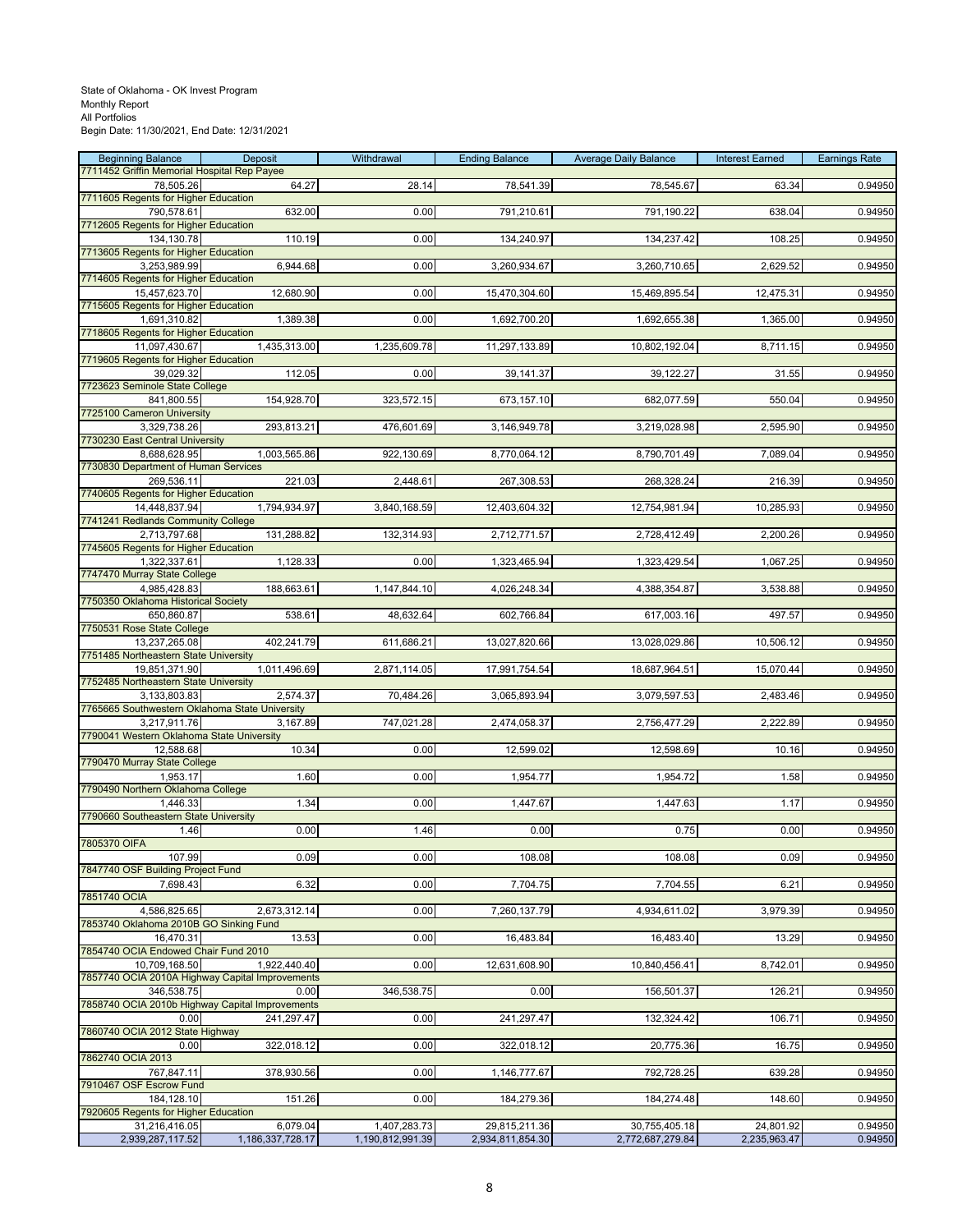State of Oklahoma - OK Invest Program
Monthly Report
All Portfolios
Begin Date: 11/30/2021, End Date: 12/31/2021

| Beginning Balance | Deposit | Withdrawal | Ending Balance | Average Daily Balance | Interest Earned | Earnings Rate |
|---|---|---|---|---|---|---|
| 7711452 Griffin Memorial Hospital Rep Payee | | | | | | |
| 78,505.26 | 64.27 | 28.14 | 78,541.39 | 78,545.67 | 63.34 | 0.94950 |
| 7711605 Regents for Higher Education | | | | | | |
| 790,578.61 | 632.00 | 0.00 | 791,210.61 | 791,190.22 | 638.04 | 0.94950 |
| 7712605 Regents for Higher Education | | | | | | |
| 134,130.78 | 110.19 | 0.00 | 134,240.97 | 134,237.42 | 108.25 | 0.94950 |
| 7713605 Regents for Higher Education | | | | | | |
| 3,253,989.99 | 6,944.68 | 0.00 | 3,260,934.67 | 3,260,710.65 | 2,629.52 | 0.94950 |
| 7714605 Regents for Higher Education | | | | | | |
| 15,457,623.70 | 12,680.90 | 0.00 | 15,470,304.60 | 15,469,895.54 | 12,475.31 | 0.94950 |
| 7715605 Regents for Higher Education | | | | | | |
| 1,691,310.82 | 1,389.38 | 0.00 | 1,692,700.20 | 1,692,655.38 | 1,365.00 | 0.94950 |
| 7718605 Regents for Higher Education | | | | | | |
| 11,097,430.67 | 1,435,313.00 | 1,235,609.78 | 11,297,133.89 | 10,802,192.04 | 8,711.15 | 0.94950 |
| 7719605 Regents for Higher Education | | | | | | |
| 39,029.32 | 112.05 | 0.00 | 39,141.37 | 39,122.27 | 31.55 | 0.94950 |
| 7723623 Seminole State College | | | | | | |
| 841,800.55 | 154,928.70 | 323,572.15 | 673,157.10 | 682,077.59 | 550.04 | 0.94950 |
| 7725100 Cameron University | | | | | | |
| 3,329,738.26 | 293,813.21 | 476,601.69 | 3,146,949.78 | 3,219,028.98 | 2,595.90 | 0.94950 |
| 7730230 East Central University | | | | | | |
| 8,688,628.95 | 1,003,565.86 | 922,130.69 | 8,770,064.12 | 8,790,701.49 | 7,089.04 | 0.94950 |
| 7730830 Department of Human Services | | | | | | |
| 269,536.11 | 221.03 | 2,448.61 | 267,308.53 | 268,328.24 | 216.39 | 0.94950 |
| 7740605 Regents for Higher Education | | | | | | |
| 14,448,837.94 | 1,794,934.97 | 3,840,168.59 | 12,403,604.32 | 12,754,981.94 | 10,285.93 | 0.94950 |
| 7741241 Redlands Community College | | | | | | |
| 2,713,797.68 | 131,288.82 | 132,314.93 | 2,712,771.57 | 2,728,412.49 | 2,200.26 | 0.94950 |
| 7745605 Regents for Higher Education | | | | | | |
| 1,322,337.61 | 1,128.33 | 0.00 | 1,323,465.94 | 1,323,429.54 | 1,067.25 | 0.94950 |
| 7747470 Murray State College | | | | | | |
| 4,985,428.83 | 188,663.61 | 1,147,844.10 | 4,026,248.34 | 4,388,354.87 | 3,538.88 | 0.94950 |
| 7750350 Oklahoma Historical Society | | | | | | |
| 650,860.87 | 538.61 | 48,632.64 | 602,766.84 | 617,003.16 | 497.57 | 0.94950 |
| 7750531 Rose State College | | | | | | |
| 13,237,265.08 | 402,241.79 | 611,686.21 | 13,027,820.66 | 13,028,029.86 | 10,506.12 | 0.94950 |
| 7751485 Northeastern State University | | | | | | |
| 19,851,371.90 | 1,011,496.69 | 2,871,114.05 | 17,991,754.54 | 18,687,964.51 | 15,070.44 | 0.94950 |
| 7752485 Northeastern State University | | | | | | |
| 3,133,803.83 | 2,574.37 | 70,484.26 | 3,065,893.94 | 3,079,597.53 | 2,483.46 | 0.94950 |
| 7765665 Southwestern Oklahoma State University | | | | | | |
| 3,217,911.76 | 3,167.89 | 747,021.28 | 2,474,058.37 | 2,756,477.29 | 2,222.89 | 0.94950 |
| 7790041 Western Oklahoma State University | | | | | | |
| 12,588.68 | 10.34 | 0.00 | 12,599.02 | 12,598.69 | 10.16 | 0.94950 |
| 7790470 Murray State College | | | | | | |
| 1,953.17 | 1.60 | 0.00 | 1,954.77 | 1,954.72 | 1.58 | 0.94950 |
| 7790490 Northern Oklahoma College | | | | | | |
| 1,446.33 | 1.34 | 0.00 | 1,447.67 | 1,447.63 | 1.17 | 0.94950 |
| 7790660 Southeastern State University | | | | | | |
| 1.46 | 0.00 | 1.46 | 0.00 | 0.75 | 0.00 | 0.94950 |
| 7805370 OIFA | | | | | | |
| 107.99 | 0.09 | 0.00 | 108.08 | 108.08 | 0.09 | 0.94950 |
| 7847740 OSF Building Project Fund | | | | | | |
| 7,698.43 | 6.32 | 0.00 | 7,704.75 | 7,704.55 | 6.21 | 0.94950 |
| 7851740 OCIA | | | | | | |
| 4,586,825.65 | 2,673,312.14 | 0.00 | 7,260,137.79 | 4,934,611.02 | 3,979.39 | 0.94950 |
| 7853740 Oklahoma 2010B GO Sinking Fund | | | | | | |
| 16,470.31 | 13.53 | 0.00 | 16,483.84 | 16,483.40 | 13.29 | 0.94950 |
| 7854740 OCIA Endowed Chair Fund 2010 | | | | | | |
| 10,709,168.50 | 1,922,440.40 | 0.00 | 12,631,608.90 | 10,840,456.41 | 8,742.01 | 0.94950 |
| 7857740 OCIA 2010A Highway Capital Improvements | | | | | | |
| 346,538.75 | 0.00 | 346,538.75 | 0.00 | 156,501.37 | 126.21 | 0.94950 |
| 7858740 OCIA 2010b Highway Capital Improvements | | | | | | |
| 0.00 | 241,297.47 | 0.00 | 241,297.47 | 132,324.42 | 106.71 | 0.94950 |
| 7860740 OCIA 2012 State Highway | | | | | | |
| 0.00 | 322,018.12 | 0.00 | 322,018.12 | 20,775.36 | 16.75 | 0.94950 |
| 7862740 OCIA 2013 | | | | | | |
| 767,847.11 | 378,930.56 | 0.00 | 1,146,777.67 | 792,728.25 | 639.28 | 0.94950 |
| 7910467 OSF Escrow Fund | | | | | | |
| 184,128.10 | 151.26 | 0.00 | 184,279.36 | 184,274.48 | 148.60 | 0.94950 |
| 7920605 Regents for Higher Education | | | | | | |
| 31,216,416.05 | 6,079.04 | 1,407,283.73 | 29,815,211.36 | 30,755,405.18 | 24,801.92 | 0.94950 |
| 2,939,287,117.52 | 1,186,337,728.17 | 1,190,812,991.39 | 2,934,811,854.30 | 2,772,687,279.84 | 2,235,963.47 | 0.94950 |